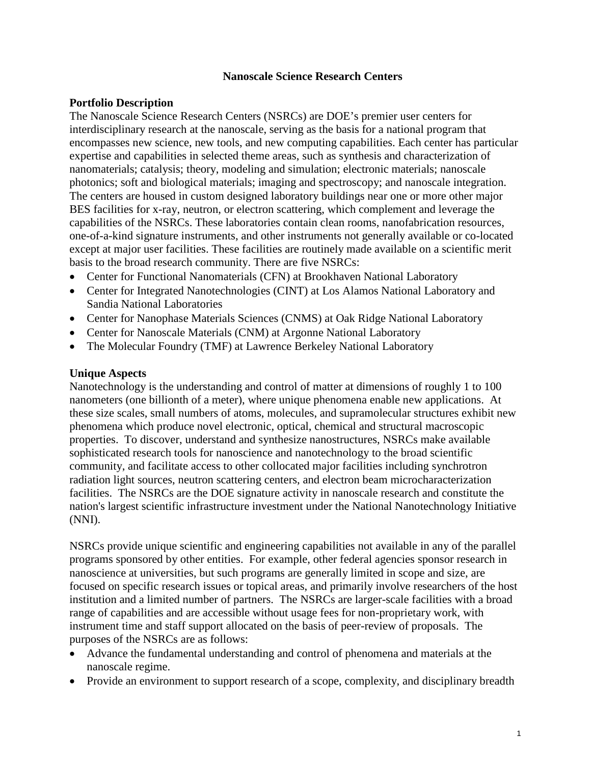# Nanoscale Science Research Centers

## Portfolio Description

The Nanoscale Science Research Centers (NSRCs) are DOE's premier user centers for interdisciplinary research at the nanoscale, serving as the basis for a national program that encompasses new science, new tools, and new computing capabilities. Each center has particular expertise and capabilities in selected theme areas, such as synthesis and characterization of nanomaterials; catalysis; theory, modeling and simulation; electronic materials; nanoscale photonics; soft and biological materials; imaging and spectroscopy; and nanoscale integration. The centers are housed in custom designed laboratory buildings near one or more other major BES facilities for x-ray, neutron, or electron scattering, which complement and leverage the capabilities of the NSRCs. These laboratories contain clean rooms, nanofabrication resources, one-of-a-kind signature instruments, and other instruments not generally available or co-located except at major user facilities. These facilities are routinely made available on a scientific merit basis to the broad research community. There are five NSRCs:

- Center for Functional Nanomaterials (CFN) at Brookhaven National Laboratory
- Center for Integrated Nanotechnologies (CINT) at Los Alamos National Laboratory and Sandia National Laboratories
- Center for Nanophase Materials Sciences (CNMS) at Oak Ridge National Laboratory
- Center for Nanoscale Materials (CNM) at Argonne National Laboratory
- The Molecular Foundry (TMF) at Lawrence Berkeley National Laboratory

## Unique Aspects

Nanotechnology is the understanding and control of matter at dimensions of roughly 1 to 100 nanometers (one billionth of a meter), where unique phenomena enable new applications. At these size scales, small numbers of atoms, molecules, and supramolecular structures exhibit new phenomena which produce novel electronic, optical, chemical and structural macroscopic properties. To discover, understand and synthesize nanostructures, NSRCs make available sophisticated research tools for nanoscience and nanotechnology to the broad scientific community, and facilitate access to other collocated major facilities including synchrotron radiation light sources, neutron scattering centers, and electron beam microcharacterization facilities. The NSRCs are the DOE signature activity in nanoscale research and constitute the nation's largest scientific infrastructure investment under the National Nanotechnology Initiative (NNI).

NSRCs provide unique scientific and engineering capabilities not available in any of the parallel programs sponsored by other entities. For example, other federal agencies sponsor research in nanoscience at universities, but such programs are generally limited in scope and size, are focused on specific research issues or topical areas, and primarily involve researchers of the host institution and a limited number of partners. The NSRCs are larger-scale facilities with a broad range of capabilities and are accessible without usage fees for non-proprietary work, with instrument time and staff support allocated on the basis of peer-review of proposals. The purposes of the NSRCs are as follows:

- Advance the fundamental understanding and control of phenomena and materials at the nanoscale regime.
- Provide an environment to support research of a scope, complexity, and disciplinary breadth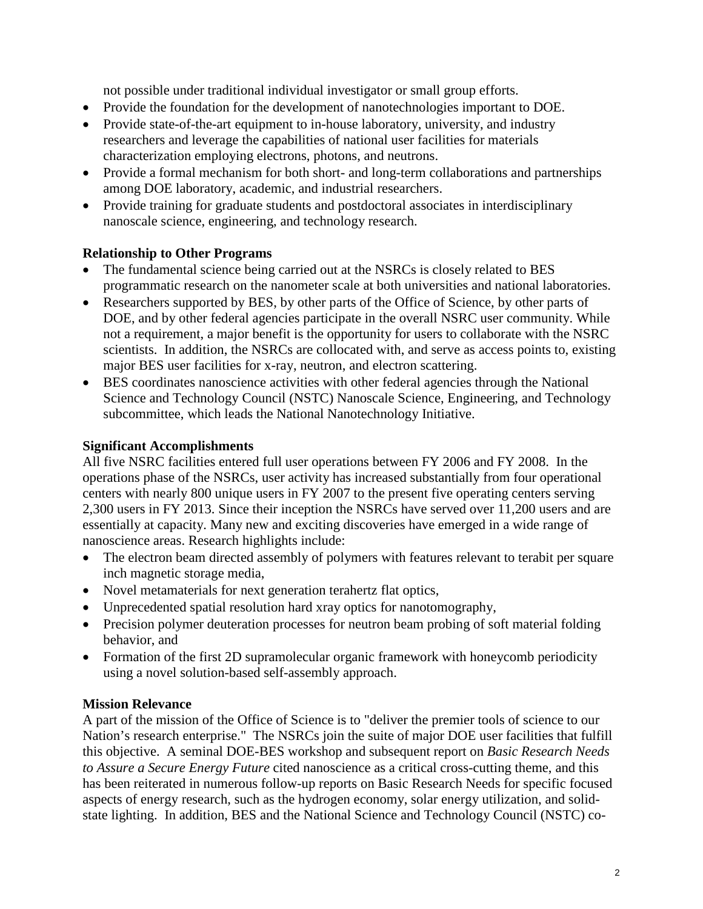not possible under traditional individual investigator or small group efforts.

- Provide the foundation for the development of nanotechnologies important to DOE.
- Provide state-of-the-art equipment to in-house laboratory, university, and industry researchers and leverage the capabilities of national user facilities for materials characterization employing electrons, photons, and neutrons.
- Provide a formal mechanism for both short- and long-term collaborations and partnerships among DOE laboratory, academic, and industrial researchers.
- Provide training for graduate students and postdoctoral associates in interdisciplinary nanoscale science, engineering, and technology research.

**Relationship to Other Programs**

- The fundamental science being carried out at the NSRCs is closely related to BES programmatic research on the nanometer scale at both universities and national laboratories.
- Researchers supported by BES, by other parts of the Office of Science, by other parts of DOE, and by other federal agencies participate in the overall NSRC user community. While not a requirement, a major benefit is the opportunity for users to collaborate with the NSRC scientists. In addition, the NSRCs are collocated with, and serve as access points to, existing major BES user facilities for x-ray, neutron, and electron scattering.
- BES coordinates nanoscience activities with other federal agencies through the National Science and Technology Council (NSTC) Nanoscale Science, Engineering, and Technology subcommittee, which leads the National Nanotechnology Initiative.

**Significant Accomplishments**

All five NSRC facilities entered full user operations between FY 2006 and FY 2008. In the operations phase of the NSRCs, user activity has increased substantially from four operational centers with nearly 800 unique users in FY 2007 to the present five operating centers serving 2,300 users in FY 2013. Since their inception the NSRCs have served over 11,200 users and are essentially at capacity. Many new and exciting discoveries have emerged in a wide range of nanoscience areas. Research highlights include:

- The electron beam directed assembly of polymers with features relevant to terabit per square inch magnetic storage media,
- Novel metamaterials for next generation terahertz flat optics,
- Unprecedented spatial resolution hard xray optics for nanotomography,
- Precision polymer deuteration processes for neutron beam probing of soft material folding behavior, and
- Formation of the first 2D supramolecular organic framework with honeycomb periodicity using a novel solution-based self-assembly approach.

**Mission Relevance**

A part of the mission of the Office of Science is to "deliver the premier tools of science to our Nation's research enterprise." The NSRCs join the suite of major DOE user facilities that fulfill this objective. A seminal DOE-BES workshop and subsequent report on *Basic Research Needs to Assure a Secure Energy Future* cited nanoscience as a critical cross-cutting theme, and this has been reiterated in numerous follow-up reports on Basic Research Needs for specific focused aspects of energy research, such as the hydrogen economy, solar energy utilization, and solid-state lighting. In addition, BES and the National Science and Technology Council (NSTC) co-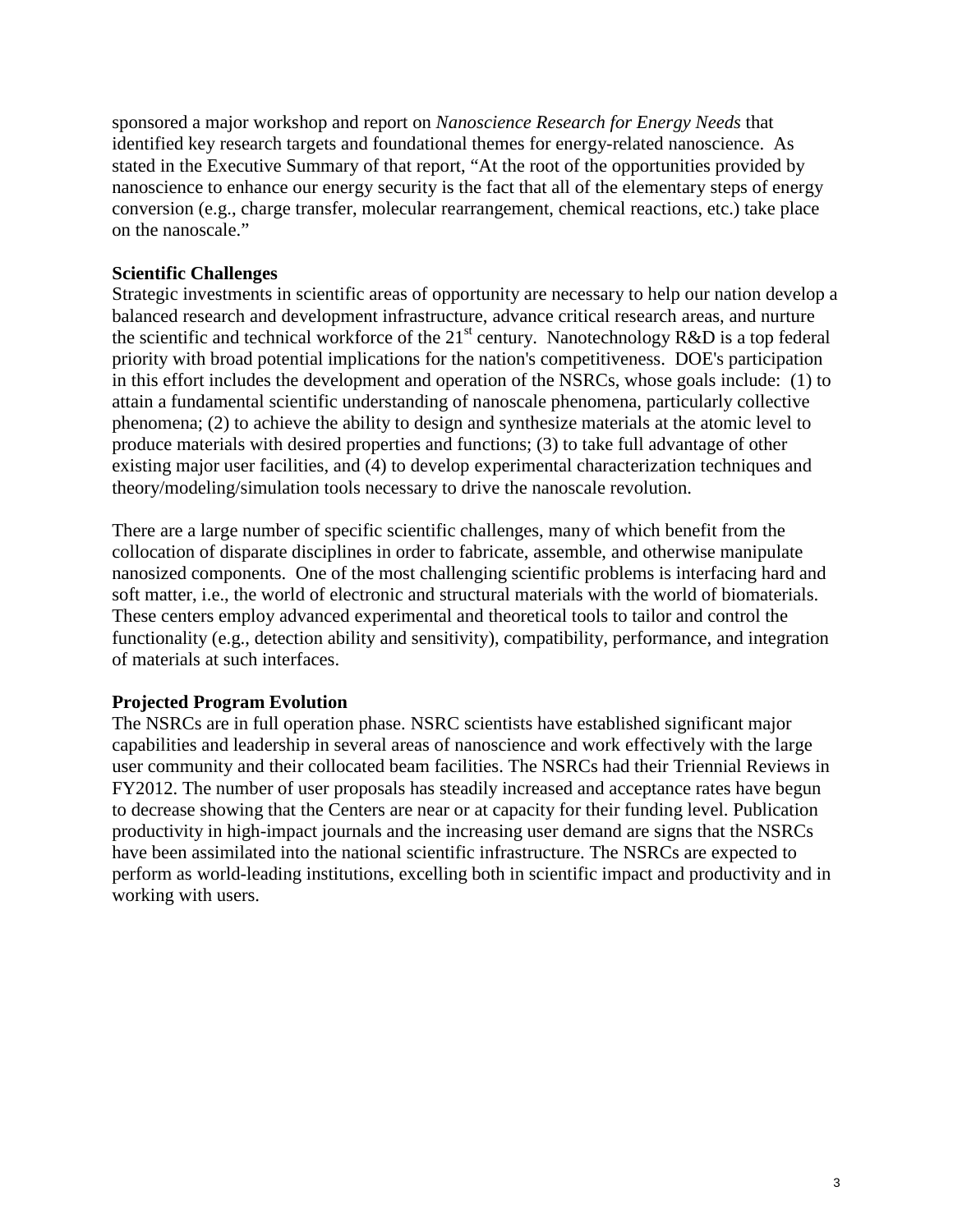sponsored a major workshop and report on *Nanoscience Research for Energy Needs* that identified key research targets and foundational themes for energy-related nanoscience. As stated in the Executive Summary of that report, "At the root of the opportunities provided by nanoscience to enhance our energy security is the fact that all of the elementary steps of energy conversion (e.g., charge transfer, molecular rearrangement, chemical reactions, etc.) take place on the nanoscale."

**Scientific Challenges**

Strategic investments in scientific areas of opportunity are necessary to help our nation develop a balanced research and development infrastructure, advance critical research areas, and nurture the scientific and technical workforce of the 21st century. Nanotechnology R&D is a top federal priority with broad potential implications for the nation's competitiveness. DOE's participation in this effort includes the development and operation of the NSRCs, whose goals include: (1) to attain a fundamental scientific understanding of nanoscale phenomena, particularly collective phenomena; (2) to achieve the ability to design and synthesize materials at the atomic level to produce materials with desired properties and functions; (3) to take full advantage of other existing major user facilities, and (4) to develop experimental characterization techniques and theory/modeling/simulation tools necessary to drive the nanoscale revolution.

There are a large number of specific scientific challenges, many of which benefit from the collocation of disparate disciplines in order to fabricate, assemble, and otherwise manipulate nanosized components. One of the most challenging scientific problems is interfacing hard and soft matter, i.e., the world of electronic and structural materials with the world of biomaterials. These centers employ advanced experimental and theoretical tools to tailor and control the functionality (e.g., detection ability and sensitivity), compatibility, performance, and integration of materials at such interfaces.

**Projected Program Evolution**

The NSRCs are in full operation phase. NSRC scientists have established significant major capabilities and leadership in several areas of nanoscience and work effectively with the large user community and their collocated beam facilities. The NSRCs had their Triennial Reviews in FY2012. The number of user proposals has steadily increased and acceptance rates have begun to decrease showing that the Centers are near or at capacity for their funding level. Publication productivity in high-impact journals and the increasing user demand are signs that the NSRCs have been assimilated into the national scientific infrastructure. The NSRCs are expected to perform as world-leading institutions, excelling both in scientific impact and productivity and in working with users.